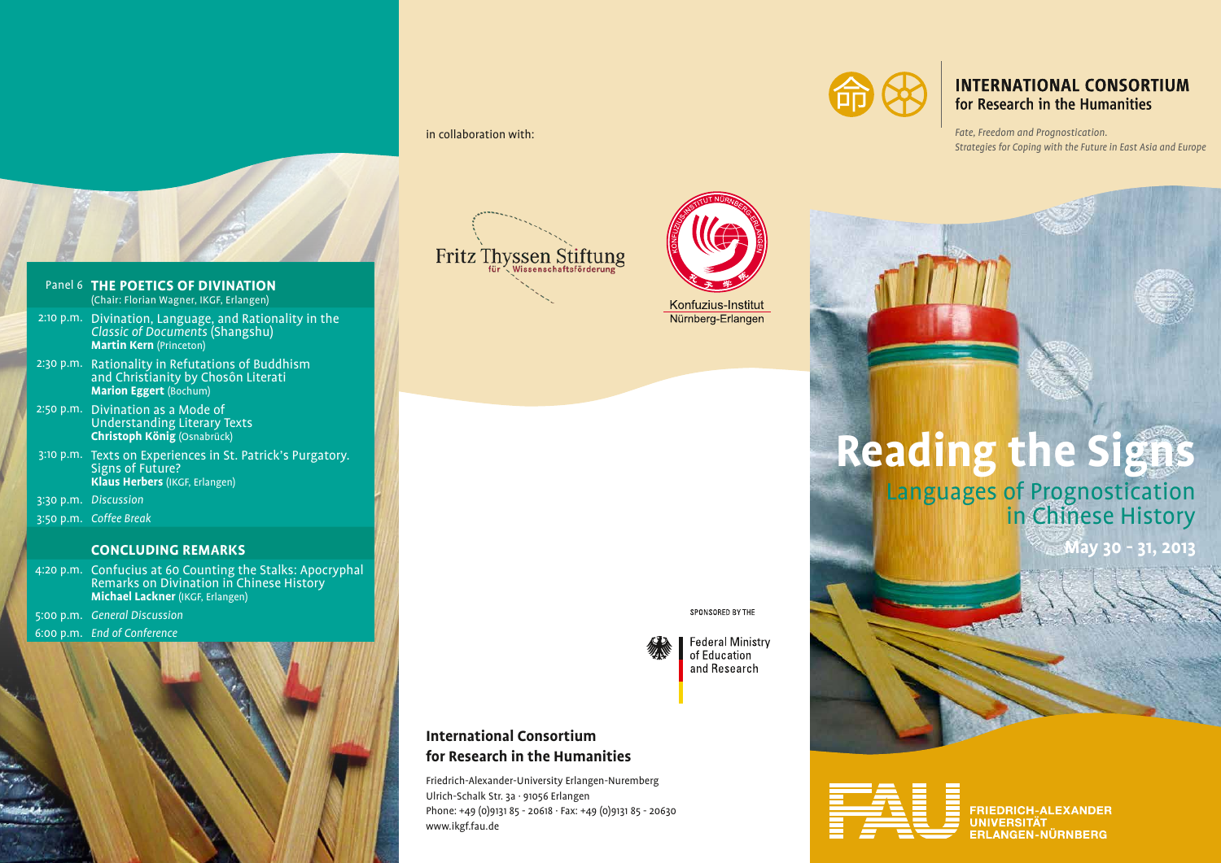Panel 6 **THE POETICS OF DIVINATION**
(Chair: Florian Wagner, IKGF, Erlangen)

2:10 p.m. Divination, Language, and Rationality in the *Classic of Documents* (Shangshu)
**Martin Kern** (Princeton)

2:30 p.m. Rationality in Refutations of Buddhism and Christianity by Chosôn Literati
**Marion Eggert** (Bochum)

2:50 p.m. Divination as a Mode of Understanding Literary Texts
**Christoph König** (Osnabrück)

3:10 p.m. Texts on Experiences in St. Patrick's Purgatory. Signs of Future?
**Klaus Herbers** (IKGF, Erlangen)

3:30 p.m. *Discussion*

3:50 p.m. *Coffee Break*

**CONCLUDING REMARKS**

4:20 p.m. Confucius at 60 Counting the Stalks: Apocryphal Remarks on Divination in Chinese History
**Michael Lackner** (IKGF, Erlangen)

5:00 p.m. *General Discussion*

6:00 p.m. *End of Conference*

in collaboration with:

Fritz Thyssen Stiftung für Wissenschaftsförderung

Konfuzius-Institut Nürnberg-Erlangen

SPONSORED BY THE

Federal Ministry of Education and Research

**International Consortium for Research in the Humanities**

Friedrich-Alexander-University Erlangen-Nuremberg
Ulrich-Schalk Str. 3a · 91056 Erlangen
Phone: +49 (0)9131 85 - 20618 · Fax: +49 (0)9131 85 - 20630
www.ikgf.fau.de

**INTERNATIONAL CONSORTIUM for Research in the Humanities**

*Fate, Freedom and Prognostication. Strategies for Coping with the Future in East Asia and Europe*

# Reading the Signs

## Languages of Prognostication in Chinese History

**May 30 - 31, 2013**

FRIEDRICH-ALEXANDER UNIVERSITÄT ERLANGEN-NÜRNBERG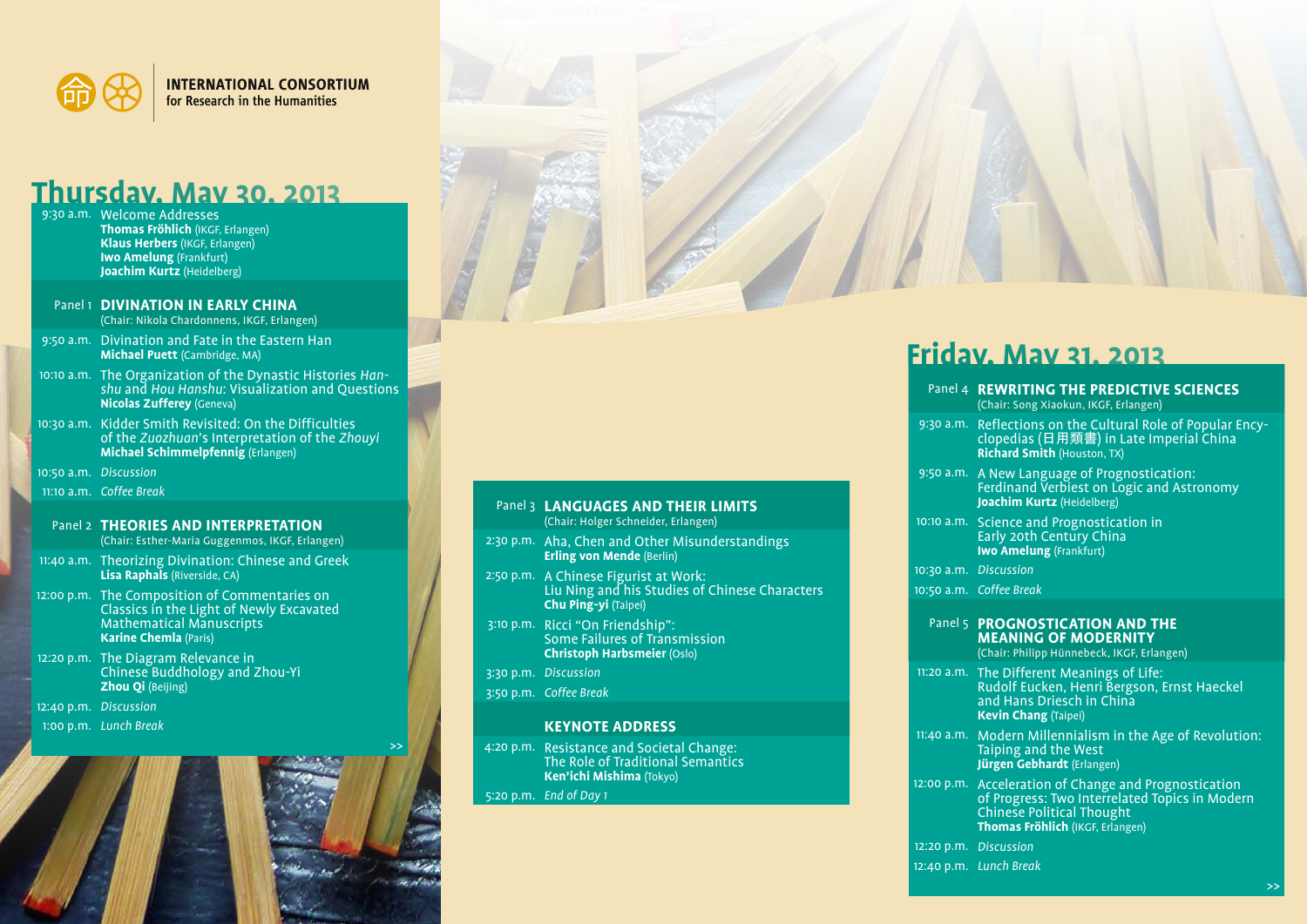**INTERNATIONAL CONSORTIUM**
for Research in the Humanities

# Thursday, May 30, 2013

9:30 a.m. Welcome Addresses
**Thomas Fröhlich** (IKGF, Erlangen)
**Klaus Herbers** (IKGF, Erlangen)
**Iwo Amelung** (Frankfurt)
**Joachim Kurtz** (Heidelberg)

## Panel 1 DIVINATION IN EARLY CHINA
(Chair: Nikola Chardonnens, IKGF, Erlangen)

9:50 a.m. Divination and Fate in the Eastern Han
**Michael Puett** (Cambridge, MA)

10:10 a.m. The Organization of the Dynastic Histories *Hanshu* and *Hou Hanshu*: Visualization and Questions
**Nicolas Zufferey** (Geneva)

10:30 a.m. Kidder Smith Revisited: On the Difficulties of the *Zuozhuan*'s Interpretation of the *Zhouyi*
**Michael Schimmelpfennig** (Erlangen)

10:50 a.m. *Discussion*

11:10 a.m. *Coffee Break*

## Panel 2 THEORIES AND INTERPRETATION
(Chair: Esther-Maria Guggenmos, IKGF, Erlangen)

11:40 a.m. Theorizing Divination: Chinese and Greek
**Lisa Raphals** (Riverside, CA)

12:00 p.m. The Composition of Commentaries on Classics in the Light of Newly Excavated Mathematical Manuscripts
**Karine Chemla** (Paris)

12:20 p.m. The Diagram Relevance in Chinese Buddhology and Zhou-Yi
**Zhou Qi** (Beijing)

12:40 p.m. *Discussion*

1:00 p.m. *Lunch Break*

>>

## Panel 3 LANGUAGES AND THEIR LIMITS
(Chair: Holger Schneider, Erlangen)

2:30 p.m. Aha, Chen and Other Misunderstandings
**Erling von Mende** (Berlin)

2:50 p.m. A Chinese Figurist at Work: Liu Ning and his Studies of Chinese Characters
**Chu Ping-yi** (Taipei)

3:10 p.m. Ricci "On Friendship": Some Failures of Transmission
**Christoph Harbsmeier** (Oslo)

3:30 p.m. *Discussion*

3:50 p.m. *Coffee Break*

## KEYNOTE ADDRESS

4:20 p.m. Resistance and Societal Change: The Role of Traditional Semantics
**Ken'ichi Mishima** (Tokyo)

5:20 p.m. *End of Day 1*

# Friday, May 31, 2013

## Panel 4 REWRITING THE PREDICTIVE SCIENCES
(Chair: Song Xiaokun, IKGF, Erlangen)

9:30 a.m. Reflections on the Cultural Role of Popular Encyclopedias (日用類書) in Late Imperial China
**Richard Smith** (Houston, TX)

9:50 a.m. A New Language of Prognostication: Ferdinand Verbiest on Logic and Astronomy
**Joachim Kurtz** (Heidelberg)

10:10 a.m. Science and Prognostication in Early 20th Century China
**Iwo Amelung** (Frankfurt)

10:30 a.m. *Discussion*

10:50 a.m. *Coffee Break*

## Panel 5 PROGNOSTICATION AND THE MEANING OF MODERNITY
(Chair: Philipp Hünnebeck, IKGF, Erlangen)

11:20 a.m. The Different Meanings of Life: Rudolf Eucken, Henri Bergson, Ernst Haeckel and Hans Driesch in China
**Kevin Chang** (Taipei)

11:40 a.m. Modern Millennialism in the Age of Revolution: Taiping and the West
**Jürgen Gebhardt** (Erlangen)

12:00 p.m. Acceleration of Change and Prognostication of Progress: Two Interrelated Topics in Modern Chinese Political Thought
**Thomas Fröhlich** (IKGF, Erlangen)

12:20 p.m. *Discussion*

12:40 p.m. *Lunch Break*

>>